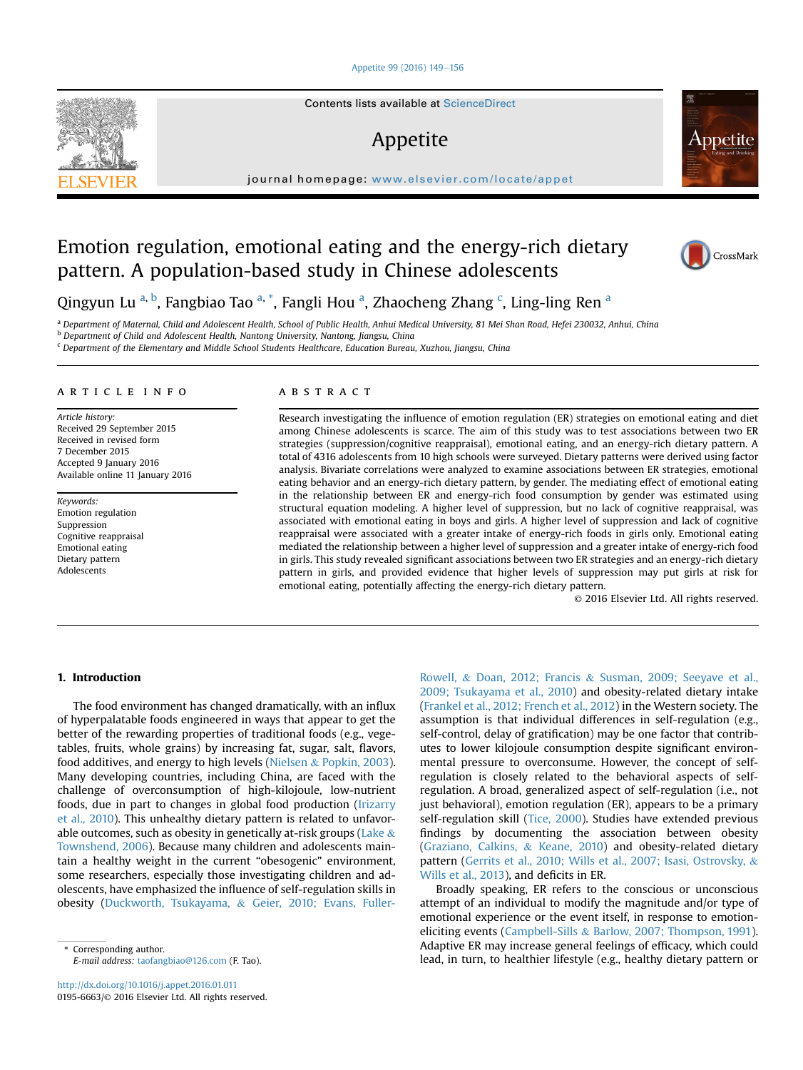# Emotion regulation, emotional eating and the energy-rich dietary pattern. A population-based study in Chinese adolescents

Qingyun Lu [a, b], Fangbiao Tao [a, *], Fangli Hou [a], Zhaocheng Zhang [c], Ling-ling Ren [a]

[a] Department of Maternal, Child and Adolescent Health, School of Public Health, Anhui Medical University, 81 Mei Shan Road, Hefei 230032, Anhui, China
[b] Department of Child and Adolescent Health, Nantong University, Nantong, Jiangsu, China
[c] Department of the Elementary and Middle School Students Healthcare, Education Bureau, Xuzhou, Jiangsu, China

## ARTICLE INFO

*Article history:*
Received 29 September 2015
Received in revised form
7 December 2015
Accepted 9 January 2016
Available online 11 January 2016

*Keywords:*
Emotion regulation
Suppression
Cognitive reappraisal
Emotional eating
Dietary pattern
Adolescents

## ABSTRACT

Research investigating the influence of emotion regulation (ER) strategies on emotional eating and diet among Chinese adolescents is scarce. The aim of this study was to test associations between two ER strategies (suppression/cognitive reappraisal), emotional eating, and an energy-rich dietary pattern. A total of 4316 adolescents from 10 high schools were surveyed. Dietary patterns were derived using factor analysis. Bivariate correlations were analyzed to examine associations between ER strategies, emotional eating behavior and an energy-rich dietary pattern, by gender. The mediating effect of emotional eating in the relationship between ER and energy-rich food consumption by gender was estimated using structural equation modeling. A higher level of suppression, but no lack of cognitive reappraisal, was associated with emotional eating in boys and girls. A higher level of suppression and lack of cognitive reappraisal were associated with a greater intake of energy-rich foods in girls only. Emotional eating mediated the relationship between a higher level of suppression and a greater intake of energy-rich food in girls. This study revealed significant associations between two ER strategies and an energy-rich dietary pattern in girls, and provided evidence that higher levels of suppression may put girls at risk for emotional eating, potentially affecting the energy-rich dietary pattern.

© 2016 Elsevier Ltd. All rights reserved.

## 1. Introduction

The food environment has changed dramatically, with an influx of hyperpalatable foods engineered in ways that appear to get the better of the rewarding properties of traditional foods (e.g., vegetables, fruits, whole grains) by increasing fat, sugar, salt, flavors, food additives, and energy to high levels (Nielsen & Popkin, 2003). Many developing countries, including China, are faced with the challenge of overconsumption of high-kilojoule, low-nutrient foods, due in part to changes in global food production (Irizarry et al., 2010). This unhealthy dietary pattern is related to unfavorable outcomes, such as obesity in genetically at-risk groups (Lake & Townshend, 2006). Because many children and adolescents maintain a healthy weight in the current "obesogenic" environment, some researchers, especially those investigating children and adolescents, have emphasized the influence of self-regulation skills in obesity (Duckworth, Tsukayama, & Geier, 2010; Evans, Fuller-Rowell, & Doan, 2012; Francis & Susman, 2009; Seeyave et al., 2009; Tsukayama et al., 2010) and obesity-related dietary intake (Frankel et al., 2012; French et al., 2012) in the Western society. The assumption is that individual differences in self-regulation (e.g., self-control, delay of gratification) may be one factor that contributes to lower kilojoule consumption despite significant environmental pressure to overconsume. However, the concept of self-regulation is closely related to the behavioral aspects of self-regulation. A broad, generalized aspect of self-regulation (i.e., not just behavioral), emotion regulation (ER), appears to be a primary self-regulation skill (Tice, 2000). Studies have extended previous findings by documenting the association between obesity (Graziano, Calkins, & Keane, 2010) and obesity-related dietary pattern (Gerrits et al., 2010; Wills et al., 2007; Isasi, Ostrovsky, & Wills et al., 2013), and deficits in ER.

Broadly speaking, ER refers to the conscious or unconscious attempt of an individual to modify the magnitude and/or type of emotional experience or the event itself, in response to emotion-eliciting events (Campbell-Sills & Barlow, 2007; Thompson, 1991). Adaptive ER may increase general feelings of efficacy, which could lead, in turn, to healthier lifestyle (e.g., healthy dietary pattern or

\* Corresponding author.
*E-mail address:* taofangbiao@126.com (F. Tao).

http://dx.doi.org/10.1016/j.appet.2016.01.011
0195-6663/© 2016 Elsevier Ltd. All rights reserved.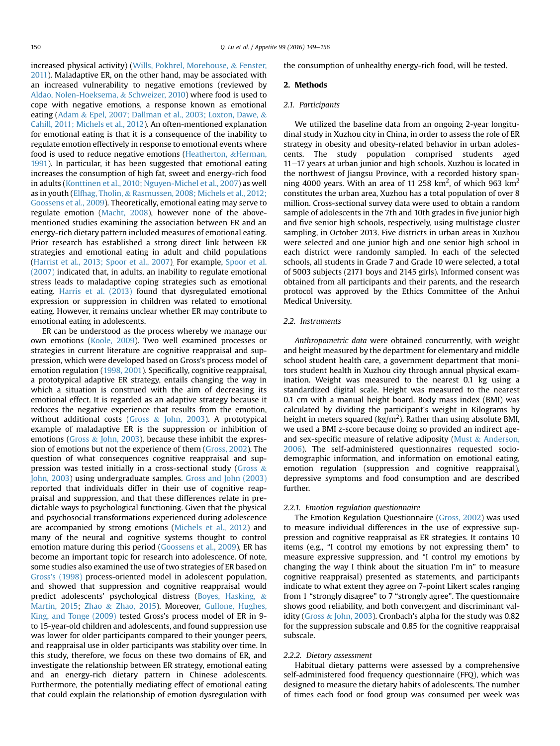increased physical activity) (Wills, Pokhrel, Morehouse, & Fenster, 2011). Maladaptive ER, on the other hand, may be associated with an increased vulnerability to negative emotions (reviewed by Aldao, Nolen-Hoeksema, & Schweizer, 2010) where food is used to cope with negative emotions, a response known as emotional eating (Adam & Epel, 2007; Dallman et al., 2003; Loxton, Dawe, & Cahill, 2011; Michels et al., 2012). An often-mentioned explanation for emotional eating is that it is a consequence of the inability to regulate emotion effectively in response to emotional events where food is used to reduce negative emotions (Heatherton, &Herman, 1991). In particular, it has been suggested that emotional eating increases the consumption of high fat, sweet and energy-rich food in adults (Konttinen et al., 2010; Nguyen-Michel et al., 2007) as well as in youth (Elfhag, Tholin, & Rasmussen, 2008; Michels et al., 2012; Goossens et al., 2009). Theoretically, emotional eating may serve to regulate emotion (Macht, 2008), however none of the above-mentioned studies examining the association between ER and an energy-rich dietary pattern included measures of emotional eating. Prior research has established a strong direct link between ER strategies and emotional eating in adult and child populations (Harrist et al., 2013; Spoor et al., 2007). For example, Spoor et al. (2007) indicated that, in adults, an inability to regulate emotional stress leads to maladaptive coping strategies such as emotional eating. Harris et al. (2013) found that dysregulated emotional expression or suppression in children was related to emotional eating. However, it remains unclear whether ER may contribute to emotional eating in adolescents.

ER can be understood as the process whereby we manage our own emotions (Koole, 2009). Two well examined processes or strategies in current literature are cognitive reappraisal and suppression, which were developed based on Gross's process model of emotion regulation (1998, 2001). Specifically, cognitive reappraisal, a prototypical adaptive ER strategy, entails changing the way in which a situation is construed with the aim of decreasing its emotional effect. It is regarded as an adaptive strategy because it reduces the negative experience that results from the emotion, without additional costs (Gross & John, 2003). A prototypical example of maladaptive ER is the suppression or inhibition of emotions (Gross & John, 2003), because these inhibit the expression of emotions but not the experience of them (Gross, 2002). The question of what consequences cognitive reappraisal and suppression was tested initially in a cross-sectional study (Gross & John, 2003) using undergraduate samples. Gross and John (2003) reported that individuals differ in their use of cognitive reappraisal and suppression, and that these differences relate in predictable ways to psychological functioning. Given that the physical and psychosocial transformations experienced during adolescence are accompanied by strong emotions (Michels et al., 2012) and many of the neural and cognitive systems thought to control emotion mature during this period (Goossens et al., 2009), ER has become an important topic for research into adolescence. Of note, some studies also examined the use of two strategies of ER based on Gross's (1998) process-oriented model in adolescent population, and showed that suppression and cognitive reappraisal would predict adolescents' psychological distress (Boyes, Hasking, & Martin, 2015; Zhao & Zhao, 2015). Moreover, Gullone, Hughes, King, and Tonge (2009) tested Gross's process model of ER in 9- to 15-year-old children and adolescents, and found suppression use was lower for older participants compared to their younger peers, and reappraisal use in older participants was stability over time. In this study, therefore, we focus on these two domains of ER, and investigate the relationship between ER strategy, emotional eating and an energy-rich dietary pattern in Chinese adolescents. Furthermore, the potentially mediating effect of emotional eating that could explain the relationship of emotion dysregulation with the consumption of unhealthy energy-rich food, will be tested.

## 2. Methods

### 2.1. Participants

We utilized the baseline data from an ongoing 2-year longitudinal study in Xuzhou city in China, in order to assess the role of ER strategy in obesity and obesity-related behavior in urban adolescents. The study population comprised students aged 11–17 years at urban junior and high schools. Xuzhou is located in the northwest of Jiangsu Province, with a recorded history spanning 4000 years. With an area of 11 258 km$^2$, of which 963 km$^2$ constitutes the urban area, Xuzhou has a total population of over 8 million. Cross-sectional survey data were used to obtain a random sample of adolescents in the 7th and 10th grades in five junior high and five senior high schools, respectively, using multistage cluster sampling, in October 2013. Five districts in urban areas in Xuzhou were selected and one junior high and one senior high school in each district were randomly sampled. In each of the selected schools, all students in Grade 7 and Grade 10 were selected, a total of 5003 subjects (2171 boys and 2145 girls). Informed consent was obtained from all participants and their parents, and the research protocol was approved by the Ethics Committee of the Anhui Medical University.

### 2.2. Instruments

*Anthropometric data* were obtained concurrently, with weight and height measured by the department for elementary and middle school student health care, a government department that monitors student health in Xuzhou city through annual physical examination. Weight was measured to the nearest 0.1 kg using a standardized digital scale. Height was measured to the nearest 0.1 cm with a manual height board. Body mass index (BMI) was calculated by dividing the participant's weight in Kilograms by height in meters squared (kg/m$^2$). Rather than using absolute BMI, we used a BMI z-score because doing so provided an indirect age- and sex-specific measure of relative adiposity (Must & Anderson, 2006). The self-administered questionnaires requested socio-demographic information, and information on emotional eating, emotion regulation (suppression and cognitive reappraisal), depressive symptoms and food consumption and are described further.

#### 2.2.1. Emotion regulation questionnaire

The Emotion Regulation Questionnaire (Gross, 2002) was used to measure individual differences in the use of expressive suppression and cognitive reappraisal as ER strategies. It contains 10 items (e.g., "I control my emotions by not expressing them" to measure expressive suppression, and "I control my emotions by changing the way I think about the situation I'm in" to measure cognitive reappraisal) presented as statements, and participants indicate to what extent they agree on 7-point Likert scales ranging from 1 "strongly disagree" to 7 "strongly agree". The questionnaire shows good reliability, and both convergent and discriminant validity (Gross & John, 2003). Cronbach's alpha for the study was 0.82 for the suppression subscale and 0.85 for the cognitive reappraisal subscale.

#### 2.2.2. Dietary assessment

Habitual dietary patterns were assessed by a comprehensive self-administered food frequency questionnaire (FFQ), which was designed to measure the dietary habits of adolescents. The number of times each food or food group was consumed per week was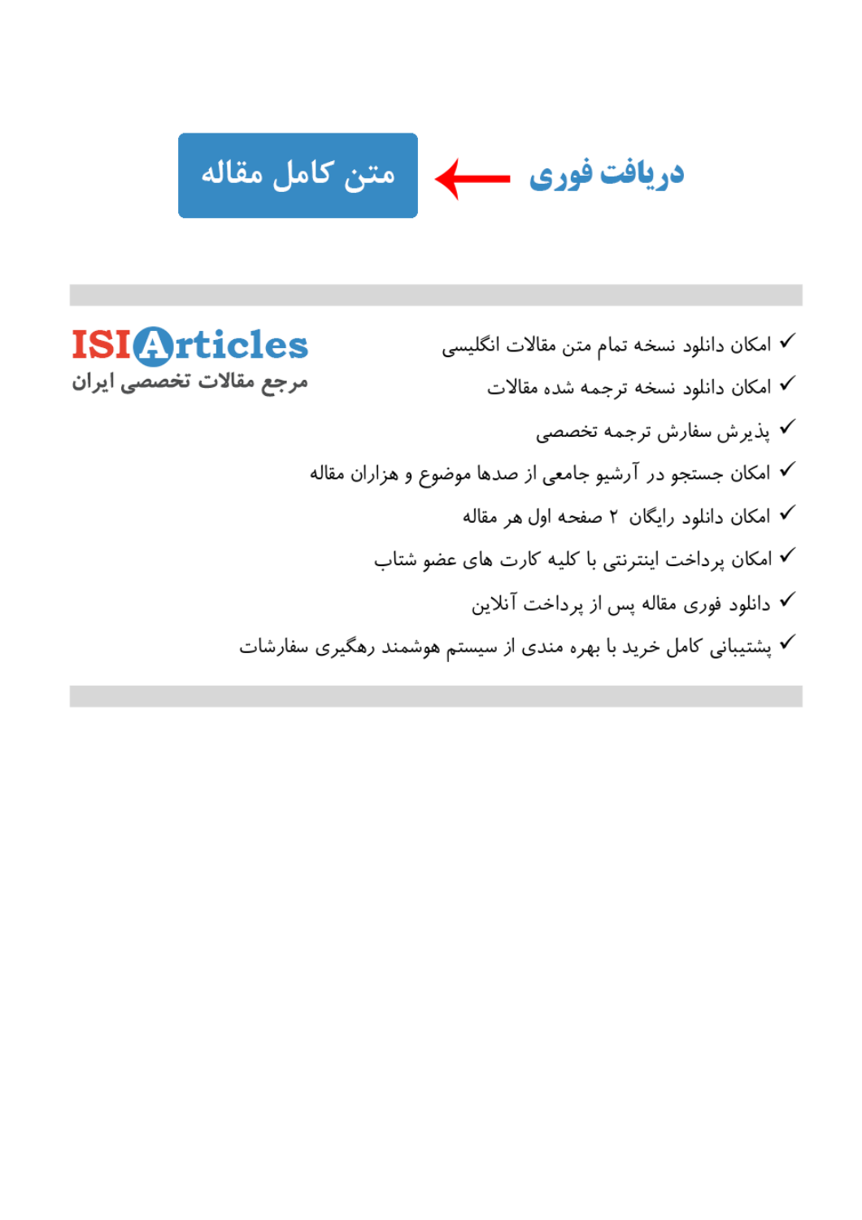دریافت فوری ← متن کامل مقاله

ISIArticles
مرجع مقالات تخصصی ایران

- ✓ امکان دانلود نسخه تمام متن مقالات انگلیسی
- ✓ امکان دانلود نسخه ترجمه شده مقالات
- ✓ پذیرش سفارش ترجمه تخصصی
- ✓ امکان جستجو در آرشیو جامعی از صدها موضوع و هزاران مقاله
- ✓ امکان دانلود رایگان ۲ صفحه اول هر مقاله
- ✓ امکان پرداخت اینترنتی با کلیه کارت های عضو شتاب
- ✓ دانلود فوری مقاله پس از پرداخت آنلاین
- ✓ پشتیبانی کامل خرید با بهره مندی از سیستم هوشمند رهگیری سفارشات